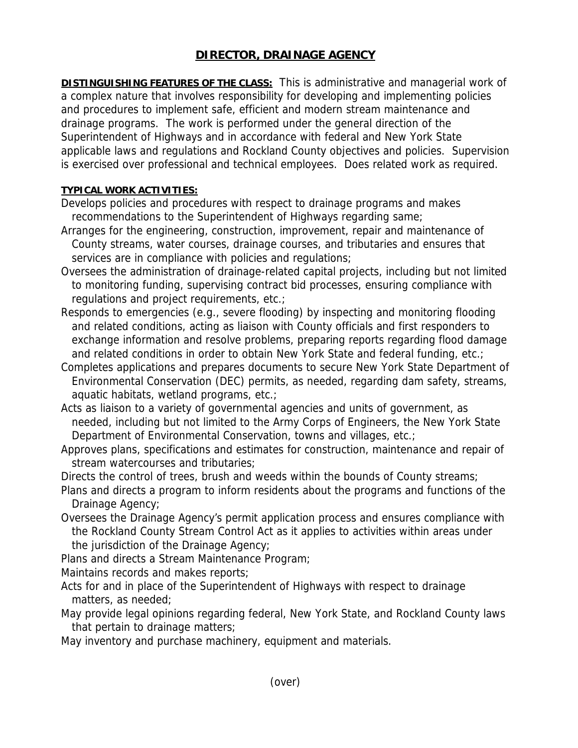# DIRECTOR, DRAINAGE AGENCY

**DISTINGUISHING FEATURES OF THE CLASS:** This is administrative and managerial work of a complex nature that involves responsibility for developing and implementing policies and procedures to implement safe, efficient and modern stream maintenance and drainage programs. The work is performed under the general direction of the Superintendent of Highways and in accordance with federal and New York State applicable laws and regulations and Rockland County objectives and policies. Supervision is exercised over professional and technical employees. Does related work as required.

**TYPICAL WORK ACTIVITIES:**

Develops policies and procedures with respect to drainage programs and makes recommendations to the Superintendent of Highways regarding same;

Arranges for the engineering, construction, improvement, repair and maintenance of County streams, water courses, drainage courses, and tributaries and ensures that services are in compliance with policies and regulations;

Oversees the administration of drainage-related capital projects, including but not limited to monitoring funding, supervising contract bid processes, ensuring compliance with regulations and project requirements, etc.;

Responds to emergencies (e.g., severe flooding) by inspecting and monitoring flooding and related conditions, acting as liaison with County officials and first responders to exchange information and resolve problems, preparing reports regarding flood damage and related conditions in order to obtain New York State and federal funding, etc.;

Completes applications and prepares documents to secure New York State Department of Environmental Conservation (DEC) permits, as needed, regarding dam safety, streams, aquatic habitats, wetland programs, etc.;

Acts as liaison to a variety of governmental agencies and units of government, as needed, including but not limited to the Army Corps of Engineers, the New York State Department of Environmental Conservation, towns and villages, etc.;

Approves plans, specifications and estimates for construction, maintenance and repair of stream watercourses and tributaries;

Directs the control of trees, brush and weeds within the bounds of County streams;

Plans and directs a program to inform residents about the programs and functions of the Drainage Agency;

Oversees the Drainage Agency's permit application process and ensures compliance with the Rockland County Stream Control Act as it applies to activities within areas under the jurisdiction of the Drainage Agency;

Plans and directs a Stream Maintenance Program;

Maintains records and makes reports;

Acts for and in place of the Superintendent of Highways with respect to drainage matters, as needed;

May provide legal opinions regarding federal, New York State, and Rockland County laws that pertain to drainage matters;

May inventory and purchase machinery, equipment and materials.

(over)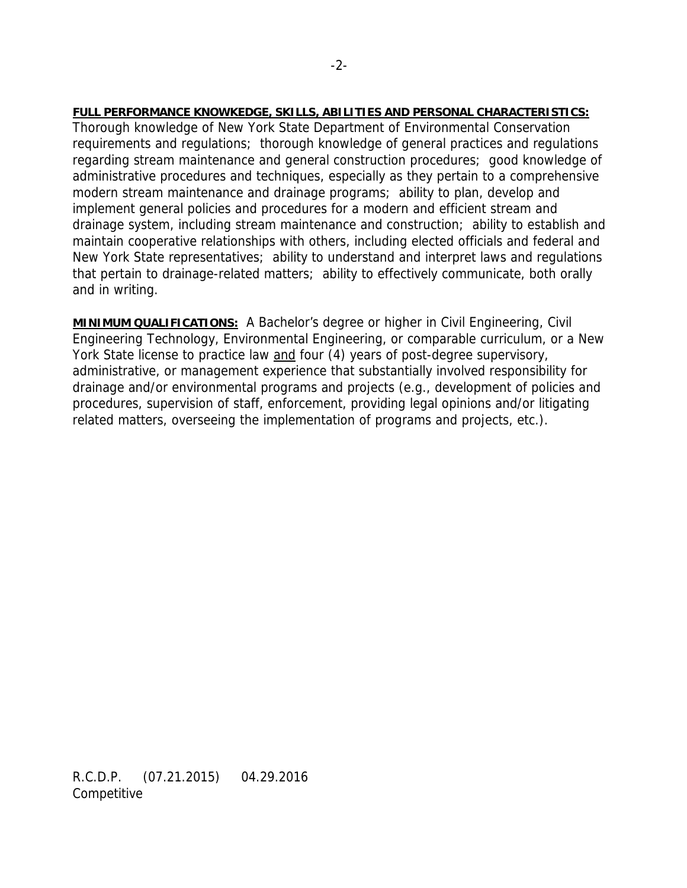**FULL PERFORMANCE KNOWKEDGE, SKILLS, ABILITIES AND PERSONAL CHARACTERISTICS:**

Thorough knowledge of New York State Department of Environmental Conservation requirements and regulations; thorough knowledge of general practices and regulations regarding stream maintenance and general construction procedures; good knowledge of administrative procedures and techniques, especially as they pertain to a comprehensive modern stream maintenance and drainage programs; ability to plan, develop and implement general policies and procedures for a modern and efficient stream and drainage system, including stream maintenance and construction; ability to establish and maintain cooperative relationships with others, including elected officials and federal and New York State representatives; ability to understand and interpret laws and regulations that pertain to drainage-related matters; ability to effectively communicate, both orally and in writing.

**MINIMUM QUALIFICATIONS:** A Bachelor's degree or higher in Civil Engineering, Civil Engineering Technology, Environmental Engineering, or comparable curriculum, or a New York State license to practice law and four (4) years of post-degree supervisory, administrative, or management experience that substantially involved responsibility for drainage and/or environmental programs and projects (e.g., development of policies and procedures, supervision of staff, enforcement, providing legal opinions and/or litigating related matters, overseeing the implementation of programs and projects, etc.).

R.C.D.P. (07.21.2015) 04.29.2016
Competitive